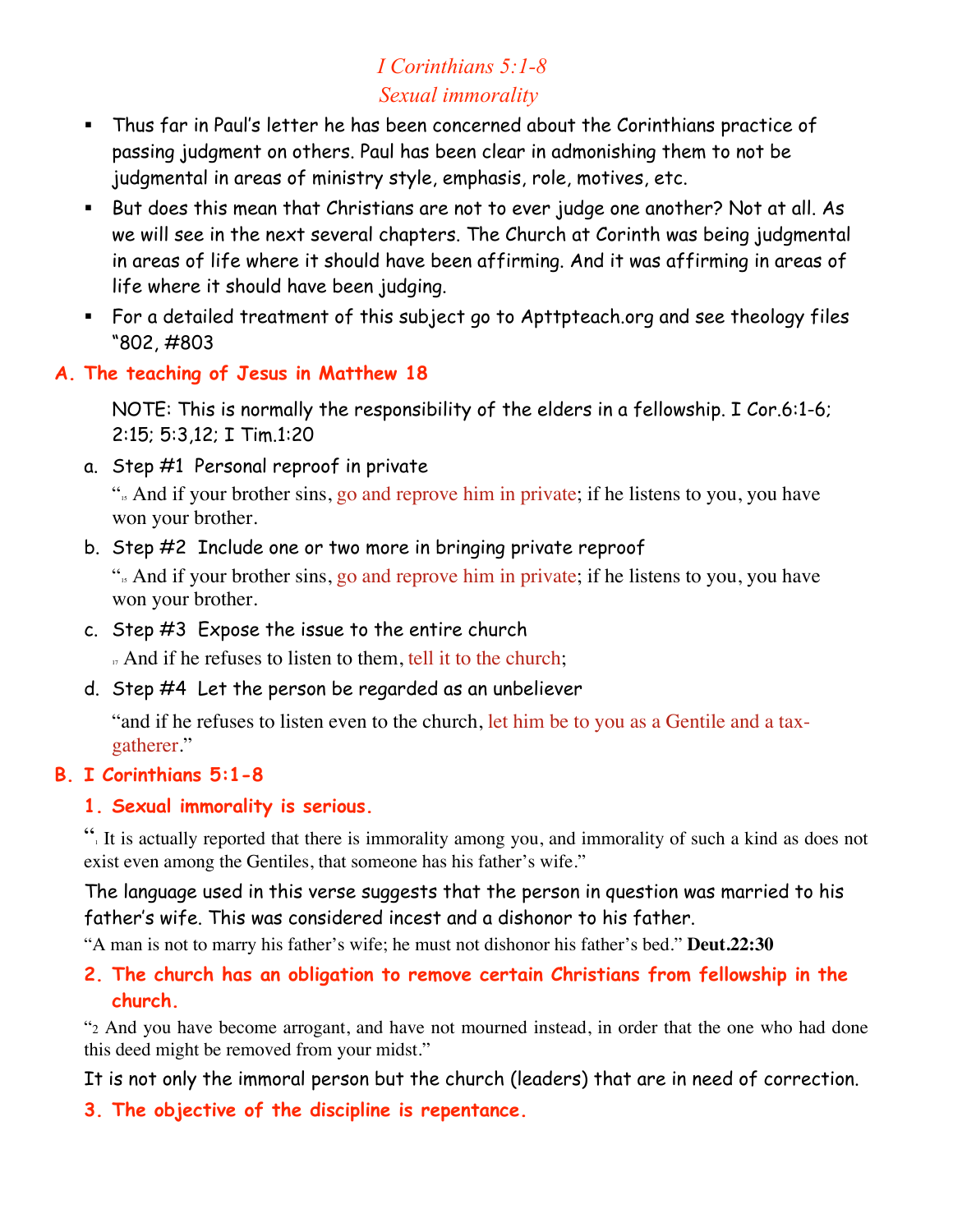*I Corinthians 5:1-8*

*Sexual immorality*

- Thus far in Paul's letter he has been concerned about the Corinthians practice of passing judgment on others. Paul has been clear in admonishing them to not be judgmental in areas of ministry style, emphasis, role, motives, etc.
- But does this mean that Christians are not to ever judge one another? Not at all. As we will see in the next several chapters. The Church at Corinth was being judgmental in areas of life where it should have been affirming. And it was affirming in areas of life where it should have been judging.
- For a detailed treatment of this subject go to Apttpteach.org and see theology files "802, #803

## A. The teaching of Jesus in Matthew 18

NOTE: This is normally the responsibility of the elders in a fellowship. I Cor.6:1-6; 2:15; 5:3,12; I Tim.1:20

a. Step #1 Personal reproof in private

"15 And if your brother sins, go and reprove him in private; if he listens to you, you have won your brother.

b. Step #2 Include one or two more in bringing private reproof

"15 And if your brother sins, go and reprove him in private; if he listens to you, you have won your brother.

c. Step #3 Expose the issue to the entire church

17 And if he refuses to listen to them, tell it to the church;

d. Step #4 Let the person be regarded as an unbeliever

"and if he refuses to listen even to the church, let him be to you as a Gentile and a tax-gatherer."

## B. I Corinthians 5:1-8

### 1. Sexual immorality is serious.

"1 It is actually reported that there is immorality among you, and immorality of such a kind as does not exist even among the Gentiles, that someone has his father's wife."

The language used in this verse suggests that the person in question was married to his father's wife. This was considered incest and a dishonor to his father.

"A man is not to marry his father's wife; he must not dishonor his father's bed." **Deut.22:30**

### 2. The church has an obligation to remove certain Christians from fellowship in the church.

"2 And you have become arrogant, and have not mourned instead, in order that the one who had done this deed might be removed from your midst."

It is not only the immoral person but the church (leaders) that are in need of correction.

### 3. The objective of the discipline is repentance.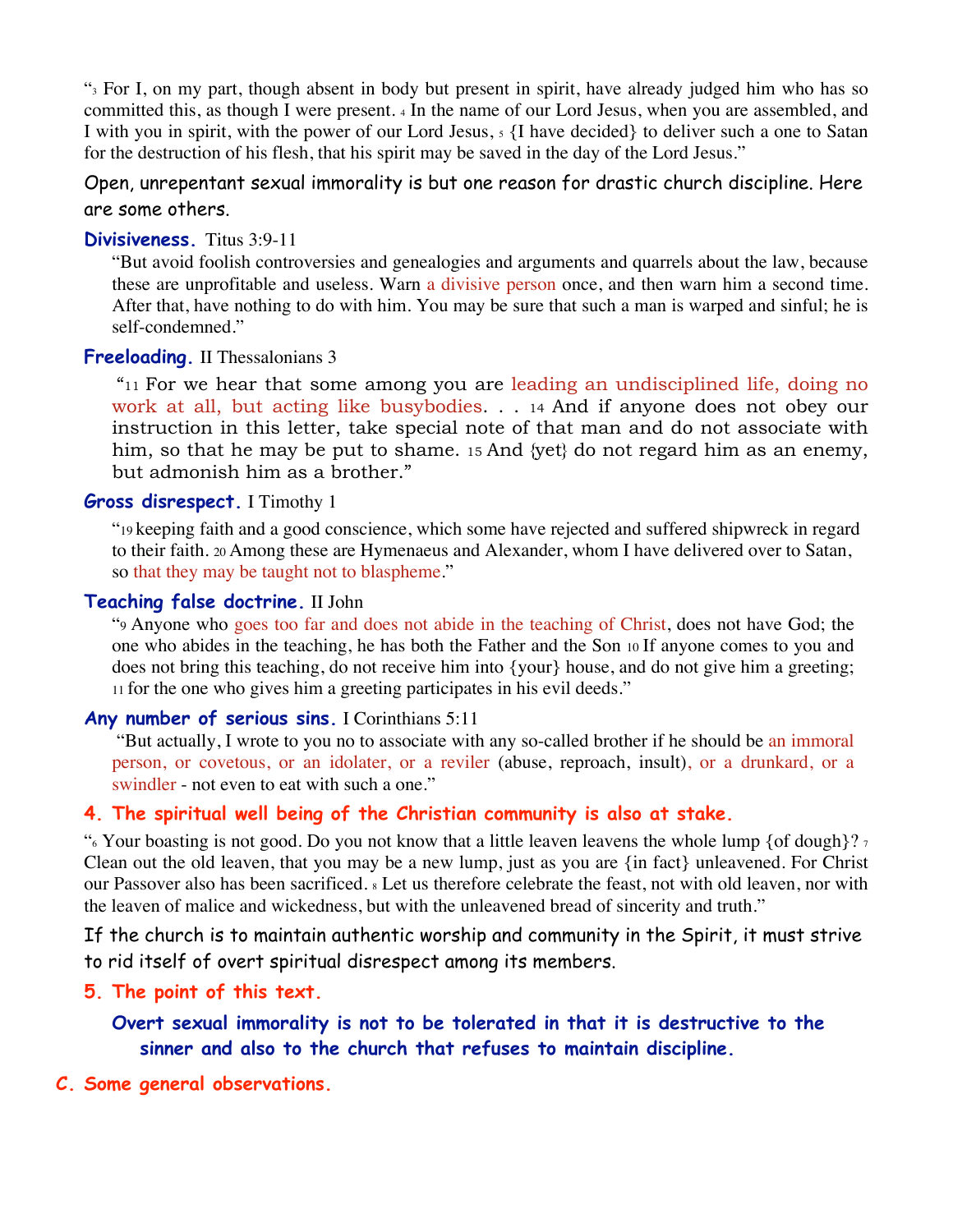"[3] For I, on my part, though absent in body but present in spirit, have already judged him who has so committed this, as though I were present. [4] In the name of our Lord Jesus, when you are assembled, and I with you in spirit, with the power of our Lord Jesus, [5] {I have decided} to deliver such a one to Satan for the destruction of his flesh, that his spirit may be saved in the day of the Lord Jesus."

Open, unrepentant sexual immorality is but one reason for drastic church discipline. Here are some others.

**Divisiveness.** Titus 3:9-11

> "But avoid foolish controversies and genealogies and arguments and quarrels about the law, because these are unprofitable and useless. Warn a divisive person once, and then warn him a second time. After that, have nothing to do with him. You may be sure that such a man is warped and sinful; he is self-condemned."

**Freeloading.** II Thessalonians 3

> "[11] For we hear that some among you are leading an undisciplined life, doing no work at all, but acting like busybodies. . . [14] And if anyone does not obey our instruction in this letter, take special note of that man and do not associate with him, so that he may be put to shame. [15] And {yet} do not regard him as an enemy, but admonish him as a brother."

**Gross disrespect.** I Timothy 1

> "[19] keeping faith and a good conscience, which some have rejected and suffered shipwreck in regard to their faith. [20] Among these are Hymenaeus and Alexander, whom I have delivered over to Satan, so that they may be taught not to blaspheme."

**Teaching false doctrine.** II John

> "[9] Anyone who goes too far and does not abide in the teaching of Christ, does not have God; the one who abides in the teaching, he has both the Father and the Son [10] If anyone comes to you and does not bring this teaching, do not receive him into {your} house, and do not give him a greeting; [11] for the one who gives him a greeting participates in his evil deeds."

**Any number of serious sins.** I Corinthians 5:11

> "But actually, I wrote to you no to associate with any so-called brother if he should be an immoral person, or covetous, or an idolater, or a reviler (abuse, reproach, insult), or a drunkard, or a swindler - not even to eat with such a one."

### 4. The spiritual well being of the Christian community is also at stake.

"[6] Your boasting is not good. Do you not know that a little leaven leavens the whole lump {of dough}? [7] Clean out the old leaven, that you may be a new lump, just as you are {in fact} unleavened. For Christ our Passover also has been sacrificed. [8] Let us therefore celebrate the feast, not with old leaven, nor with the leaven of malice and wickedness, but with the unleavened bread of sincerity and truth."

If the church is to maintain authentic worship and community in the Spirit, it must strive to rid itself of overt spiritual disrespect among its members.

### 5. The point of this text.

**Overt sexual immorality is not to be tolerated in that it is destructive to the sinner and also to the church that refuses to maintain discipline.**

## C. Some general observations.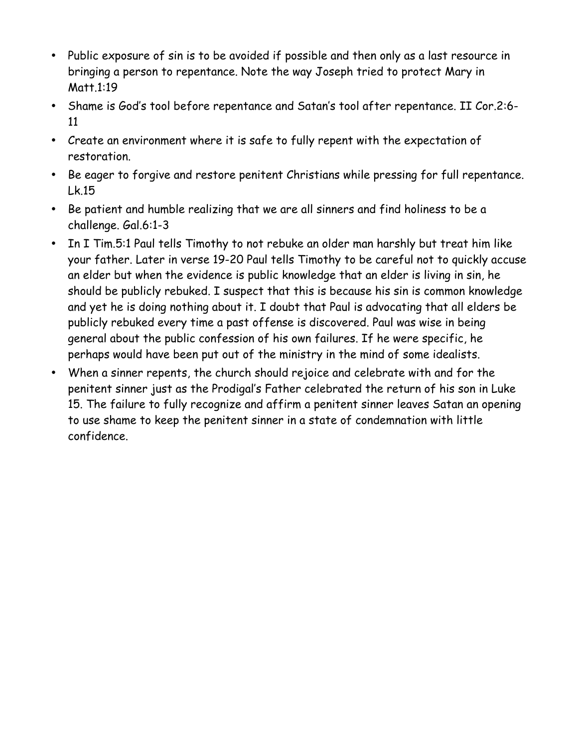- Public exposure of sin is to be avoided if possible and then only as a last resource in bringing a person to repentance. Note the way Joseph tried to protect Mary in Matt.1:19
- Shame is God's tool before repentance and Satan's tool after repentance. II Cor.2:6-11
- Create an environment where it is safe to fully repent with the expectation of restoration.
- Be eager to forgive and restore penitent Christians while pressing for full repentance. Lk.15
- Be patient and humble realizing that we are all sinners and find holiness to be a challenge. Gal.6:1-3
- In I Tim.5:1 Paul tells Timothy to not rebuke an older man harshly but treat him like your father. Later in verse 19-20 Paul tells Timothy to be careful not to quickly accuse an elder but when the evidence is public knowledge that an elder is living in sin, he should be publicly rebuked. I suspect that this is because his sin is common knowledge and yet he is doing nothing about it. I doubt that Paul is advocating that all elders be publicly rebuked every time a past offense is discovered. Paul was wise in being general about the public confession of his own failures. If he were specific, he perhaps would have been put out of the ministry in the mind of some idealists.
- When a sinner repents, the church should rejoice and celebrate with and for the penitent sinner just as the Prodigal's Father celebrated the return of his son in Luke 15. The failure to fully recognize and affirm a penitent sinner leaves Satan an opening to use shame to keep the penitent sinner in a state of condemnation with little confidence.